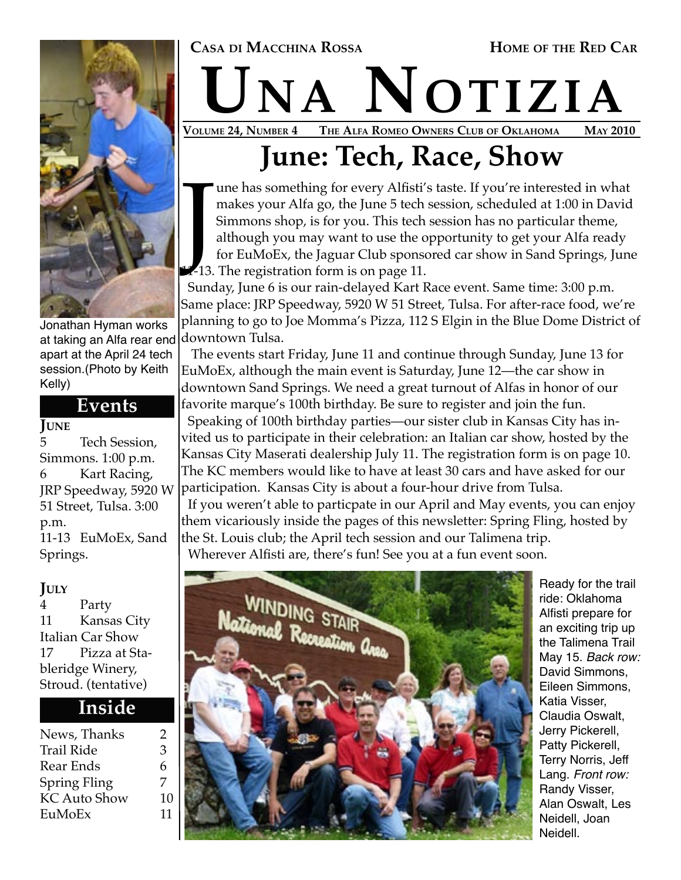CASA DI MACCHINA ROSSA — HOME OF THE RED CAR

# UNA NOTIZIA

VOLUME 24, NUMBER 4 — THE ALFA ROMEO OWNERS CLUB OF OKLAHOMA — MAY 2010

## June: Tech, Race, Show

June has something for every Alfisti's taste. If you're interested in what makes your Alfa go, the June 5 tech session, scheduled at 1:00 in David Simmons shop, is for you. This tech session has no particular theme, although you may want to use the opportunity to get your Alfa ready for EuMoEx, the Jaguar Club sponsored car show in Sand Springs, June 11-13. The registration form is on page 11.

Sunday, June 6 is our rain-delayed Kart Race event. Same time: 3:00 p.m. Same place: JRP Speedway, 5920 W 51 Street, Tulsa. For after-race food, we're planning to go to Joe Momma's Pizza, 112 S Elgin in the Blue Dome District of downtown Tulsa.

The events start Friday, June 11 and continue through Sunday, June 13 for EuMoEx, although the main event is Saturday, June 12—the car show in downtown Sand Springs. We need a great turnout of Alfas in honor of our favorite marque's 100th birthday. Be sure to register and join the fun.

Speaking of 100th birthday parties—our sister club in Kansas City has invited us to participate in their celebration: an Italian car show, hosted by the Kansas City Maserati dealership July 11. The registration form is on page 10. The KC members would like to have at least 30 cars and have asked for our participation. Kansas City is about a four-hour drive from Tulsa.

If you weren't able to particpate in our April and May events, you can enjoy them vicariously inside the pages of this newsletter: Spring Fling, hosted by the St. Louis club; the April tech session and our Talimena trip.

Wherever Alfisti are, there's fun! See you at a fun event soon.

Ready for the trail ride: Oklahoma Alfisti prepare for an exciting trip up the Talimena Trail May 15. *Back row:* David Simmons, Eileen Simmons, Katia Visser, Claudia Oswalt, Jerry Pickerell, Patty Pickerell, Terry Norris, Jeff Lang. *Front row:* Randy Visser, Alan Oswalt, Les Neidell, Joan Neidell.

Jonathan Hyman works at taking an Alfa rear end apart at the April 24 tech session.(Photo by Keith Kelly)

### Events

**JUNE**

- 5 Tech Session, Simmons. 1:00 p.m.
- 6 Kart Racing, JRP Speedway, 5920 W 51 Street, Tulsa. 3:00 p.m.
- 11-13 EuMoEx, Sand Springs.

**JULY**

- 4 Party
- 11 Kansas City Italian Car Show
- 17 Pizza at Stableridge Winery, Stroud. (tentative)

### Inside

| | |
|---|---|
| News, Thanks | 2 |
| Trail Ride | 3 |
| Rear Ends | 6 |
| Spring Fling | 7 |
| KC Auto Show | 10 |
| EuMoEx | 11 |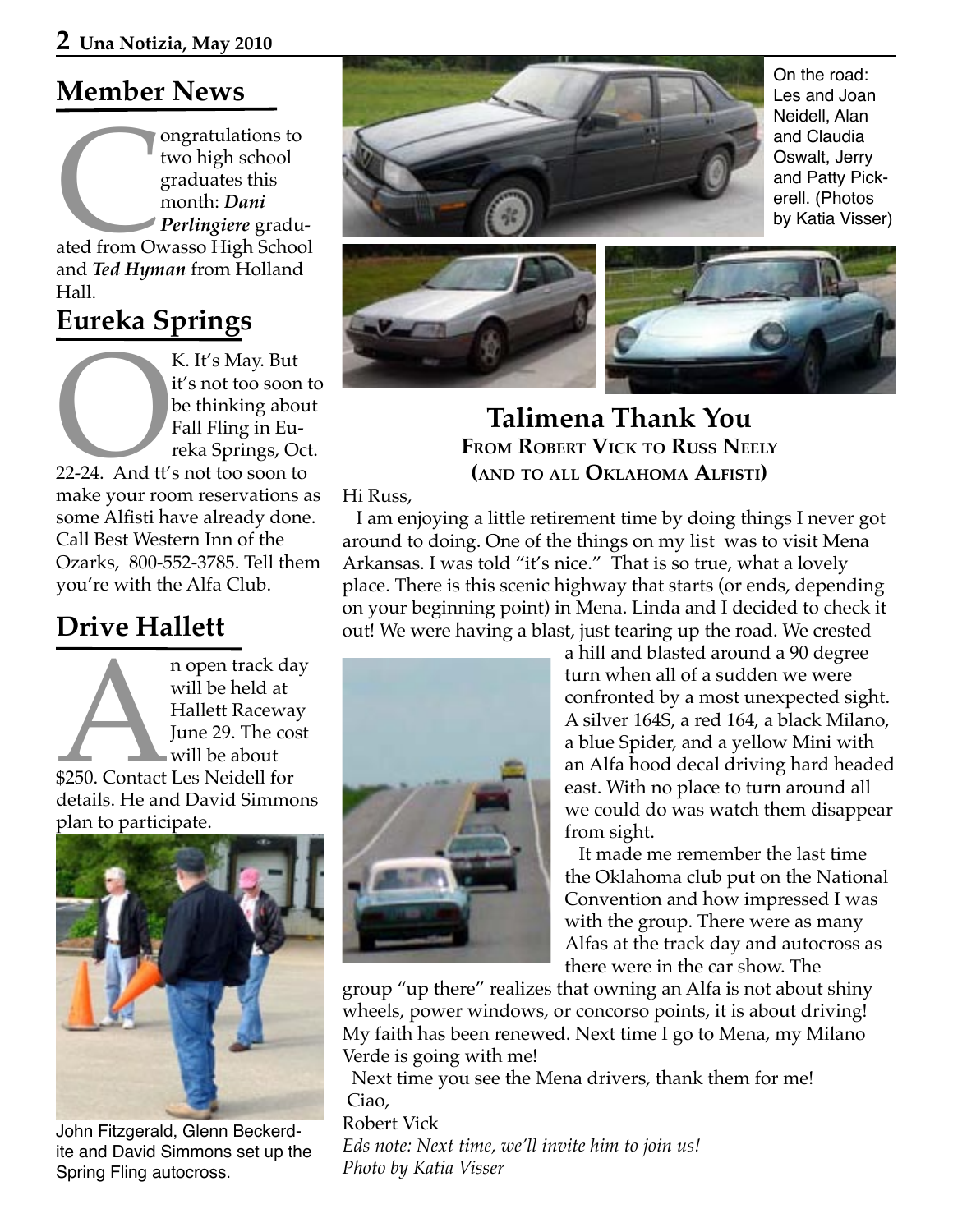## Member News

Congratulations to two high school graduates this month: ***Dani Perlingiere*** graduated from Owasso High School and ***Ted Hyman*** from Holland Hall.

## Eureka Springs

OK. It's May. But it's not too soon to be thinking about Fall Fling in Eureka Springs, Oct. 22-24. And tt's not too soon to make your room reservations as some Alfisti have already done. Call Best Western Inn of the Ozarks, 800-552-3785. Tell them you're with the Alfa Club.

## Drive Hallett

An open track day will be held at Hallett Raceway June 29. The cost will be about $250. Contact Les Neidell for details. He and David Simmons plan to participate.

John Fitzgerald, Glenn Beckerdite and David Simmons set up the Spring Fling autocross.

On the road: Les and Joan Neidell, Alan and Claudia Oswalt, Jerry and Patty Pickerell. (Photos by Katia Visser)

## Talimena Thank You

### From Robert Vick to Russ Neely (and to all Oklahoma Alfisti)

Hi Russ,

I am enjoying a little retirement time by doing things I never got around to doing. One of the things on my list was to visit Mena Arkansas. I was told "it's nice." That is so true, what a lovely place. There is this scenic highway that starts (or ends, depending on your beginning point) in Mena. Linda and I decided to check it out! We were having a blast, just tearing up the road. We crested a hill and blasted around a 90 degree turn when all of a sudden we were confronted by a most unexpected sight. A silver 164S, a red 164, a black Milano, a blue Spider, and a yellow Mini with an Alfa hood decal driving hard headed east. With no place to turn around all we could do was watch them disappear from sight.

It made me remember the last time the Oklahoma club put on the National Convention and how impressed I was with the group. There were as many Alfas at the track day and autocross as there were in the car show. The group "up there" realizes that owning an Alfa is not about shiny wheels, power windows, or concorso points, it is about driving! My faith has been renewed. Next time I go to Mena, my Milano Verde is going with me!

Next time you see the Mena drivers, thank them for me!

Ciao,

Robert Vick

*Eds note: Next time, we'll invite him to join us!*

*Photo by Katia Visser*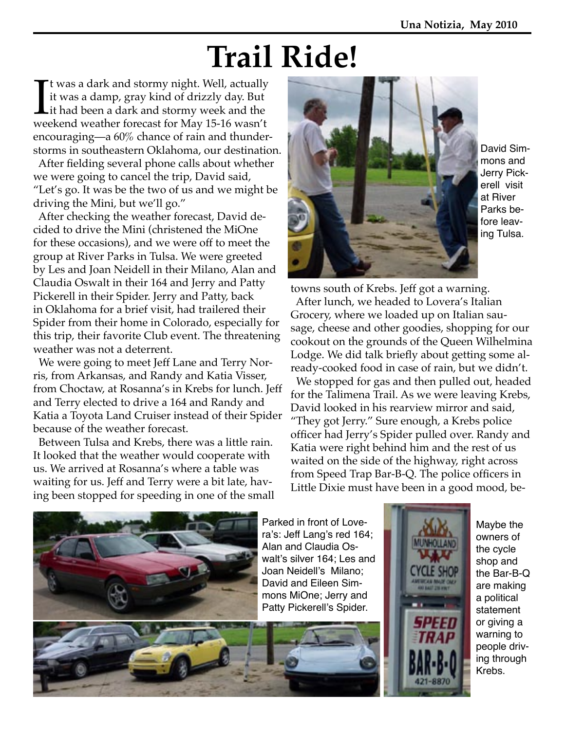# Trail Ride!

It was a dark and stormy night. Well, actually it was a damp, gray kind of drizzly day. But it had been a dark and stormy week and the weekend weather forecast for May 15-16 wasn't encouraging—a 60% chance of rain and thunderstorms in southeastern Oklahoma, our destination.

After fielding several phone calls about whether we were going to cancel the trip, David said, "Let's go. It was be the two of us and we might be driving the Mini, but we'll go."

After checking the weather forecast, David decided to drive the Mini (christened the MiOne for these occasions), and we were off to meet the group at River Parks in Tulsa. We were greeted by Les and Joan Neidell in their Milano, Alan and Claudia Oswalt in their 164 and Jerry and Patty Pickerell in their Spider. Jerry and Patty, back in Oklahoma for a brief visit, had trailered their Spider from their home in Colorado, especially for this trip, their favorite Club event. The threatening weather was not a deterrent.

We were going to meet Jeff Lane and Terry Norris, from Arkansas, and Randy and Katia Visser, from Choctaw, at Rosanna's in Krebs for lunch. Jeff and Terry elected to drive a 164 and Randy and Katia a Toyota Land Cruiser instead of their Spider because of the weather forecast.

Between Tulsa and Krebs, there was a little rain. It looked that the weather would cooperate with us. We arrived at Rosanna's where a table was waiting for us. Jeff and Terry were a bit late, having been stopped for speeding in one of the small towns south of Krebs. Jeff got a warning.

David Simmons and Jerry Pickerell visit at River Parks before leaving Tulsa.

After lunch, we headed to Lovera's Italian Grocery, where we loaded up on Italian sausage, cheese and other goodies, shopping for our cookout on the grounds of the Queen Wilhelmina Lodge. We did talk briefly about getting some already-cooked food in case of rain, but we didn't.

We stopped for gas and then pulled out, headed for the Talimena Trail. As we were leaving Krebs, David looked in his rearview mirror and said, "They got Jerry." Sure enough, a Krebs police officer had Jerry's Spider pulled over. Randy and Katia were right behind him and the rest of us waited on the side of the highway, right across from Speed Trap Bar-B-Q. The police officers in Little Dixie must have been in a good mood, be-

Parked in front of Lovera's: Jeff Lang's red 164; Alan and Claudia Oswalt's silver 164; Les and Joan Neidell's Milano; David and Eileen Simmons MiOne; Jerry and Patty Pickerell's Spider.

Maybe the owners of the cycle shop and the Bar-B-Q are making a political statement or giving a warning to people driving through Krebs.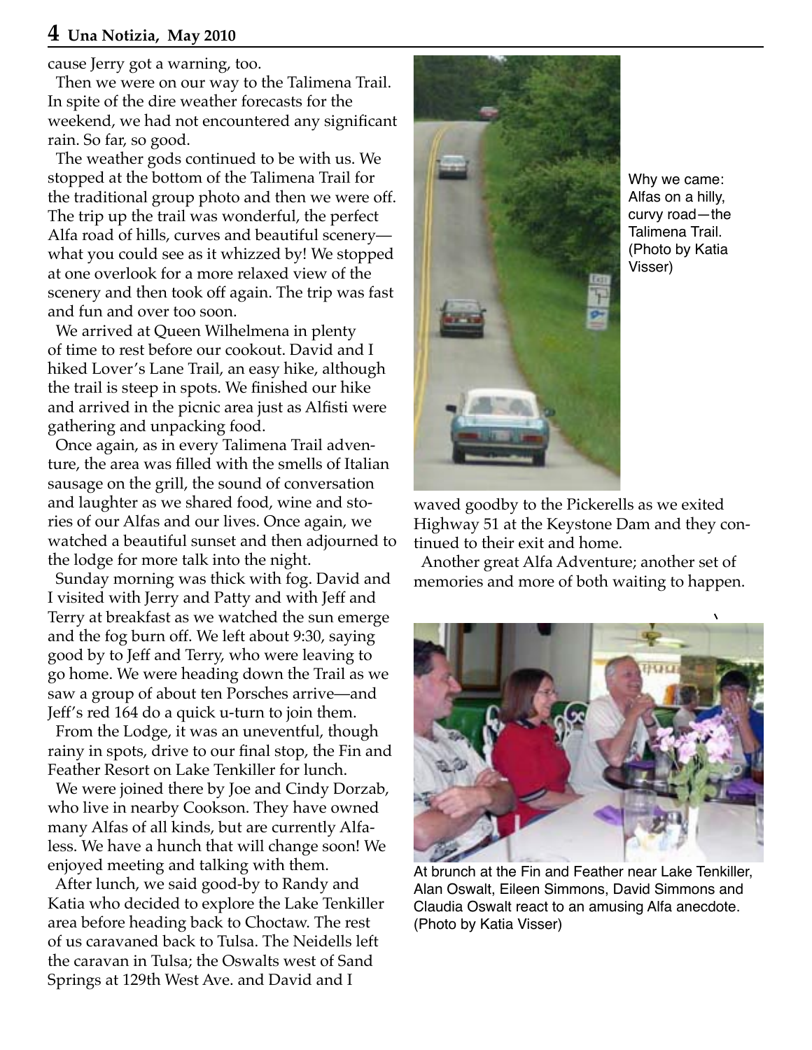cause Jerry got a warning, too.

Then we were on our way to the Talimena Trail. In spite of the dire weather forecasts for the weekend, we had not encountered any significant rain. So far, so good.

The weather gods continued to be with us. We stopped at the bottom of the Talimena Trail for the traditional group photo and then we were off. The trip up the trail was wonderful, the perfect Alfa road of hills, curves and beautiful scenery—what you could see as it whizzed by! We stopped at one overlook for a more relaxed view of the scenery and then took off again. The trip was fast and fun and over too soon.

We arrived at Queen Wilhelmena in plenty of time to rest before our cookout. David and I hiked Lover's Lane Trail, an easy hike, although the trail is steep in spots. We finished our hike and arrived in the picnic area just as Alfisti were gathering and unpacking food.

Once again, as in every Talimena Trail adventure, the area was filled with the smells of Italian sausage on the grill, the sound of conversation and laughter as we shared food, wine and stories of our Alfas and our lives. Once again, we watched a beautiful sunset and then adjourned to the lodge for more talk into the night.

Sunday morning was thick with fog. David and I visited with Jerry and Patty and with Jeff and Terry at breakfast as we watched the sun emerge and the fog burn off. We left about 9:30, saying good by to Jeff and Terry, who were leaving to go home. We were heading down the Trail as we saw a group of about ten Porsches arrive—and Jeff's red 164 do a quick u-turn to join them.

From the Lodge, it was an uneventful, though rainy in spots, drive to our final stop, the Fin and Feather Resort on Lake Tenkiller for lunch.

We were joined there by Joe and Cindy Dorzab, who live in nearby Cookson. They have owned many Alfas of all kinds, but are currently Alfa-less. We have a hunch that will change soon! We enjoyed meeting and talking with them.

After lunch, we said good-by to Randy and Katia who decided to explore the Lake Tenkiller area before heading back to Choctaw. The rest of us caravaned back to Tulsa. The Neidells left the caravan in Tulsa; the Oswalts west of Sand Springs at 129th West Ave. and David and I waved goodby to the Pickerells as we exited Highway 51 at the Keystone Dam and they continued to their exit and home.

Another great Alfa Adventure; another set of memories and more of both waiting to happen.

Why we came: Alfas on a hilly, curvy road—the Talimena Trail. (Photo by Katia Visser)

At brunch at the Fin and Feather near Lake Tenkiller, Alan Oswalt, Eileen Simmons, David Simmons and Claudia Oswalt react to an amusing Alfa anecdote. (Photo by Katia Visser)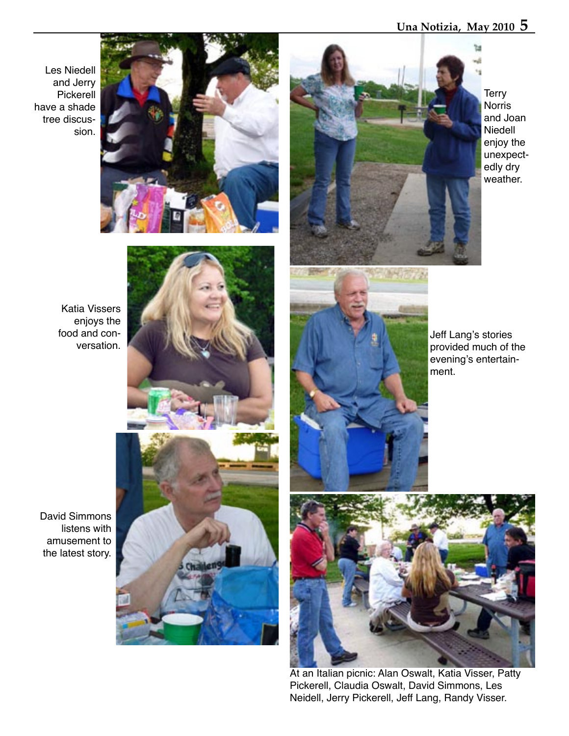Les Niedell and Jerry Pickerell have a shade tree discussion.

Terry Norris and Joan Niedell enjoy the unexpectedly dry weather.

Katia Vissers enjoys the food and conversation.

Jeff Lang's stories provided much of the evening's entertainment.

David Simmons listens with amusement to the latest story.

At an Italian picnic: Alan Oswalt, Katia Visser, Patty Pickerell, Claudia Oswalt, David Simmons, Les Neidell, Jerry Pickerell, Jeff Lang, Randy Visser.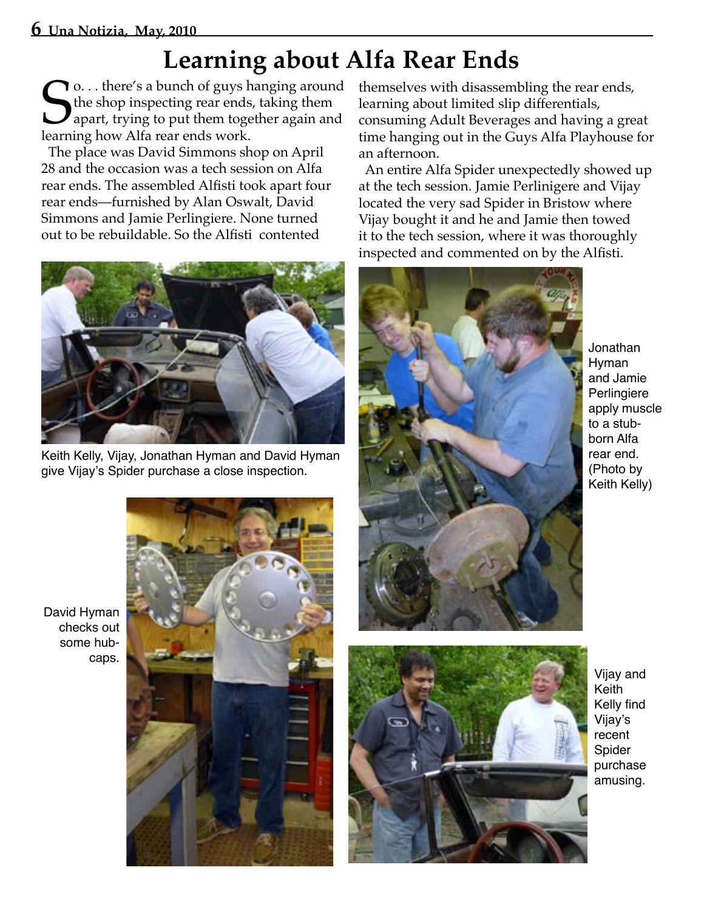# Learning about Alfa Rear Ends

So. . . there's a bunch of guys hanging around the shop inspecting rear ends, taking them apart, trying to put them together again and learning how Alfa rear ends work.

The place was David Simmons shop on April 28 and the occasion was a tech session on Alfa rear ends. The assembled Alfisti took apart four rear ends—furnished by Alan Oswalt, David Simmons and Jamie Perlingiere. None turned out to be rebuildable. So the Alfisti contented themselves with disassembling the rear ends, learning about limited slip differentials, consuming Adult Beverages and having a great time hanging out in the Guys Alfa Playhouse for an afternoon.

An entire Alfa Spider unexpectedly showed up at the tech session. Jamie Perlinigere and Vijay located the very sad Spider in Bristow where Vijay bought it and he and Jamie then towed it to the tech session, where it was thoroughly inspected and commented on by the Alfisti.

Keith Kelly, Vijay, Jonathan Hyman and David Hyman give Vijay's Spider purchase a close inspection.

Jonathan Hyman and Jamie Perlingiere apply muscle to a stubborn Alfa rear end. (Photo by Keith Kelly)

David Hyman checks out some hubcaps.

Vijay and Keith Kelly find Vijay's recent Spider purchase amusing.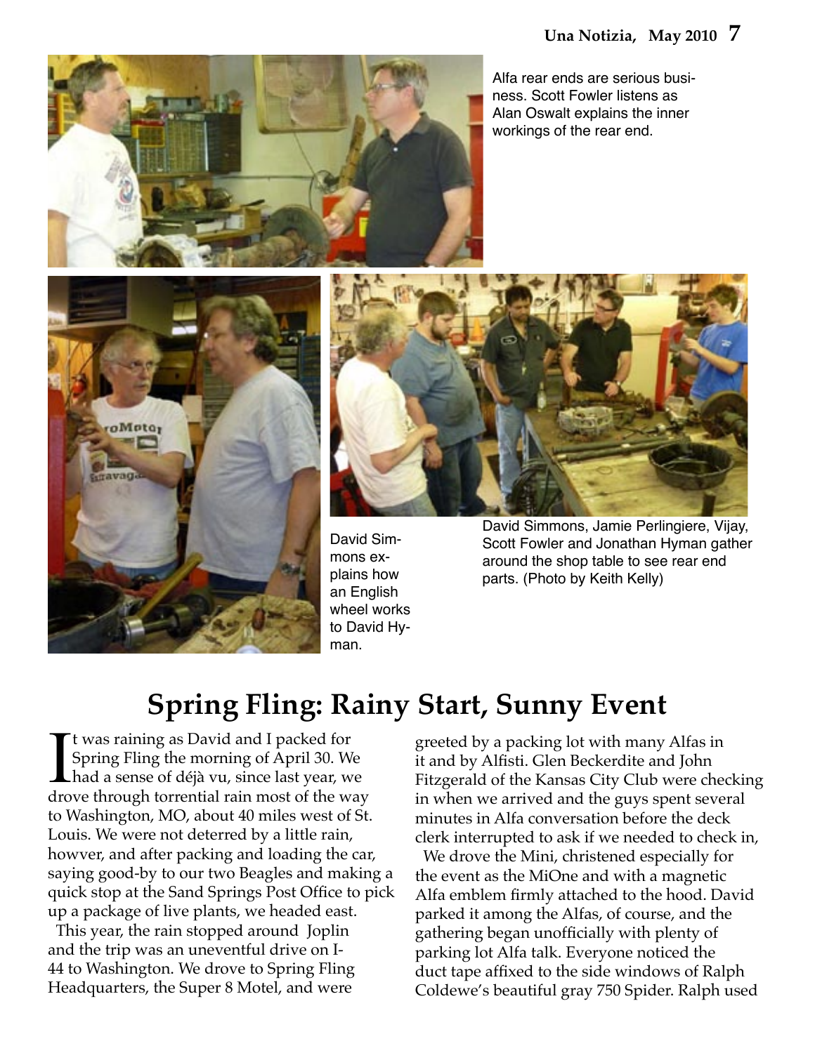Alfa rear ends are serious business. Scott Fowler listens as Alan Oswalt explains the inner workings of the rear end.

David Simmons explains how an English wheel works to David Hyman.

David Simmons, Jamie Perlingiere, Vijay, Scott Fowler and Jonathan Hyman gather around the shop table to see rear end parts. (Photo by Keith Kelly)

# Spring Fling: Rainy Start, Sunny Event

It was raining as David and I packed for Spring Fling the morning of April 30. We had a sense of déjà vu, since last year, we drove through torrential rain most of the way to Washington, MO, about 40 miles west of St. Louis. We were not deterred by a little rain, howver, and after packing and loading the car, saying good-by to our two Beagles and making a quick stop at the Sand Springs Post Office to pick up a package of live plants, we headed east.

This year, the rain stopped around Joplin and the trip was an uneventful drive on I-44 to Washington. We drove to Spring Fling Headquarters, the Super 8 Motel, and were greeted by a packing lot with many Alfas in it and by Alfisti. Glen Beckerdite and John Fitzgerald of the Kansas City Club were checking in when we arrived and the guys spent several minutes in Alfa conversation before the deck clerk interrupted to ask if we needed to check in,

We drove the Mini, christened especially for the event as the MiOne and with a magnetic Alfa emblem firmly attached to the hood. David parked it among the Alfas, of course, and the gathering began unofficially with plenty of parking lot Alfa talk. Everyone noticed the duct tape affixed to the side windows of Ralph Coldewe's beautiful gray 750 Spider. Ralph used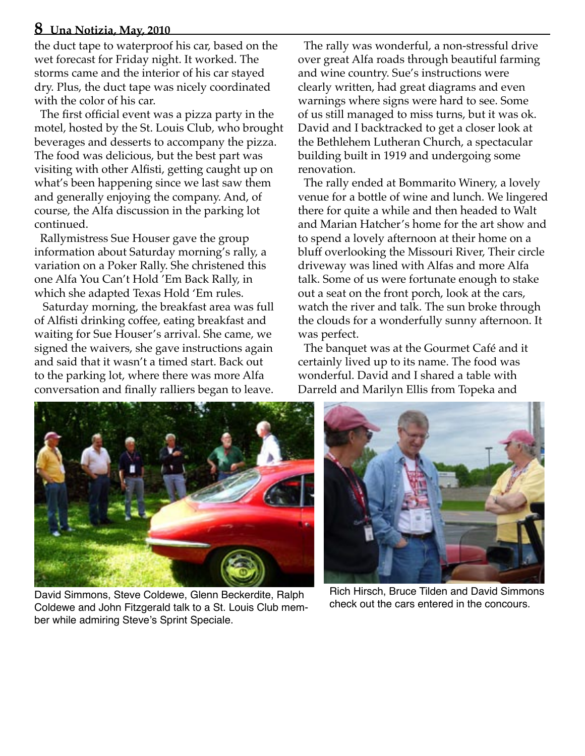the duct tape to waterproof his car, based on the wet forecast for Friday night. It worked. The storms came and the interior of his car stayed dry. Plus, the duct tape was nicely coordinated with the color of his car.

The first official event was a pizza party in the motel, hosted by the St. Louis Club, who brought beverages and desserts to accompany the pizza. The food was delicious, but the best part was visiting with other Alfisti, getting caught up on what's been happening since we last saw them and generally enjoying the company. And, of course, the Alfa discussion in the parking lot continued.

Rallymistress Sue Houser gave the group information about Saturday morning's rally, a variation on a Poker Rally. She christened this one Alfa You Can't Hold 'Em Back Rally, in which she adapted Texas Hold 'Em rules.

Saturday morning, the breakfast area was full of Alfisti drinking coffee, eating breakfast and waiting for Sue Houser's arrival. She came, we signed the waivers, she gave instructions again and said that it wasn't a timed start. Back out to the parking lot, where there was more Alfa conversation and finally ralliers began to leave.

The rally was wonderful, a non-stressful drive over great Alfa roads through beautiful farming and wine country. Sue's instructions were clearly written, had great diagrams and even warnings where signs were hard to see. Some of us still managed to miss turns, but it was ok. David and I backtracked to get a closer look at the Bethlehem Lutheran Church, a spectacular building built in 1919 and undergoing some renovation.

The rally ended at Bommarito Winery, a lovely venue for a bottle of wine and lunch. We lingered there for quite a while and then headed to Walt and Marian Hatcher's home for the art show and to spend a lovely afternoon at their home on a bluff overlooking the Missouri River, Their circle driveway was lined with Alfas and more Alfa talk. Some of us were fortunate enough to stake out a seat on the front porch, look at the cars, watch the river and talk. The sun broke through the clouds for a wonderfully sunny afternoon. It was perfect.

The banquet was at the Gourmet Café and it certainly lived up to its name. The food was wonderful. David and I shared a table with Darreld and Marilyn Ellis from Topeka and

David Simmons, Steve Coldewe, Glenn Beckerdite, Ralph Coldewe and John Fitzgerald talk to a St. Louis Club member while admiring Steve's Sprint Speciale.

Rich Hirsch, Bruce Tilden and David Simmons check out the cars entered in the concours.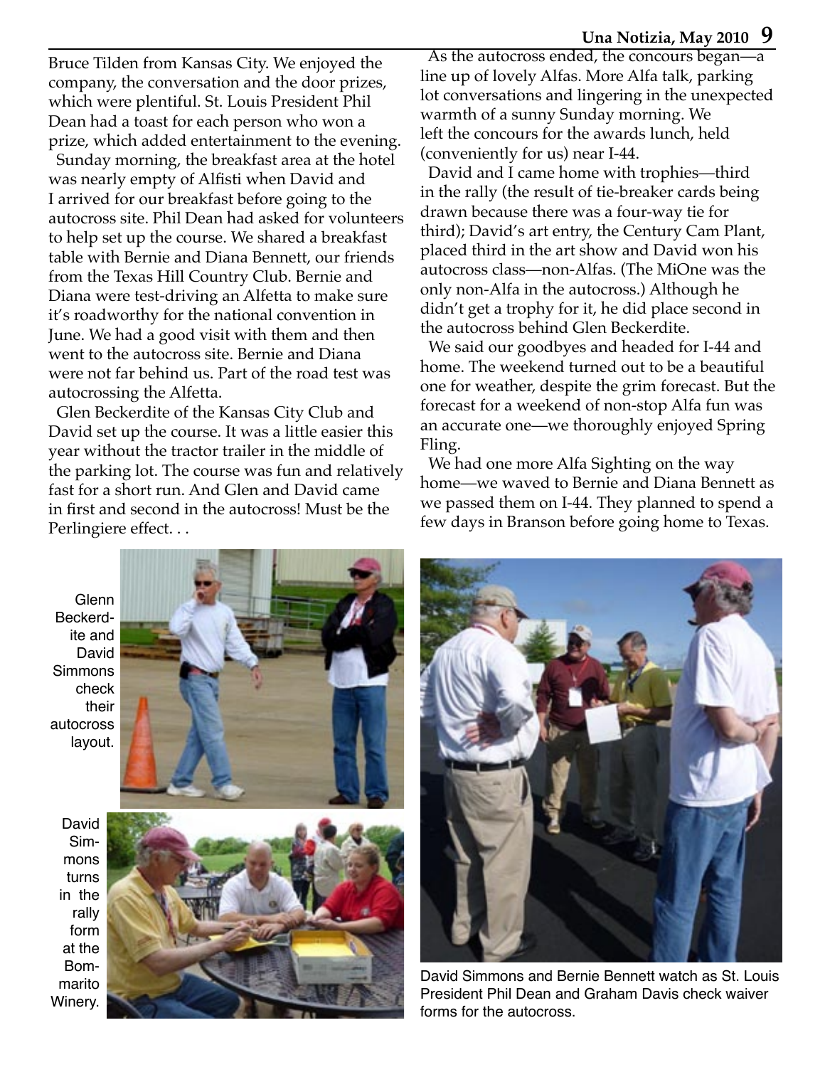Bruce Tilden from Kansas City. We enjoyed the company, the conversation and the door prizes, which were plentiful. St. Louis President Phil Dean had a toast for each person who won a prize, which added entertainment to the evening.

Sunday morning, the breakfast area at the hotel was nearly empty of Alfisti when David and I arrived for our breakfast before going to the autocross site. Phil Dean had asked for volunteers to help set up the course. We shared a breakfast table with Bernie and Diana Bennett, our friends from the Texas Hill Country Club. Bernie and Diana were test-driving an Alfetta to make sure it's roadworthy for the national convention in June. We had a good visit with them and then went to the autocross site. Bernie and Diana were not far behind us. Part of the road test was autocrossing the Alfetta.

Glen Beckerdite of the Kansas City Club and David set up the course. It was a little easier this year without the tractor trailer in the middle of the parking lot. The course was fun and relatively fast for a short run. And Glen and David came in first and second in the autocross! Must be the Perlingiere effect. . .

As the autocross ended, the concours began—a line up of lovely Alfas. More Alfa talk, parking lot conversations and lingering in the unexpected warmth of a sunny Sunday morning. We left the concours for the awards lunch, held (conveniently for us) near I-44.

David and I came home with trophies—third in the rally (the result of tie-breaker cards being drawn because there was a four-way tie for third); David's art entry, the Century Cam Plant, placed third in the art show and David won his autocross class—non-Alfas. (The MiOne was the only non-Alfa in the autocross.) Although he didn't get a trophy for it, he did place second in the autocross behind Glen Beckerdite.

We said our goodbyes and headed for I-44 and home. The weekend turned out to be a beautiful one for weather, despite the grim forecast. But the forecast for a weekend of non-stop Alfa fun was an accurate one—we thoroughly enjoyed Spring Fling.

We had one more Alfa Sighting on the way home—we waved to Bernie and Diana Bennett as we passed them on I-44. They planned to spend a few days in Branson before going home to Texas.

Glenn Beckerdite and David Simmons check their autocross layout.

David Simmons turns in the rally form at the Bommarito Winery.

David Simmons and Bernie Bennett watch as St. Louis President Phil Dean and Graham Davis check waiver forms for the autocross.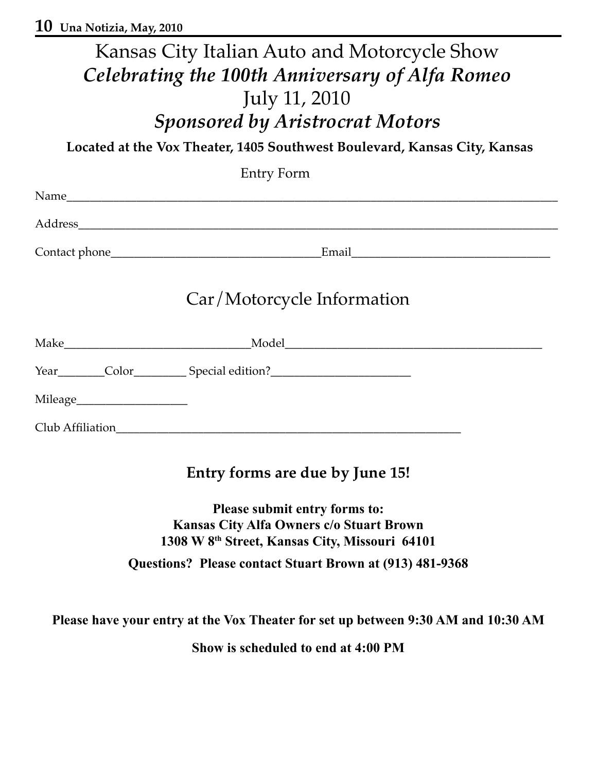# Kansas City Italian Auto and Motorcycle Show

## *Celebrating the 100th Anniversary of Alfa Romeo*

## July 11, 2010

## *Sponsored by Aristrocrat Motors*

**Located at the Vox Theater, 1405 Southwest Boulevard, Kansas City, Kansas**

Entry Form

Name_______________________________________________________________________________

Address_____________________________________________________________________________

Contact phone_________________________________Email______________________________

## Car/Motorcycle Information

Make____________________________Model_______________________________________

Year________Color_________ Special edition?________________________

Mileage___________________

Club Affiliation_______________________________________________________

**Entry forms are due by June 15!**

**Please submit entry forms to:**
**Kansas City Alfa Owners c/o Stuart Brown**
**1308 W 8th Street, Kansas City, Missouri 64101**

**Questions? Please contact Stuart Brown at (913) 481-9368**

**Please have your entry at the Vox Theater for set up between 9:30 AM and 10:30 AM**

**Show is scheduled to end at 4:00 PM**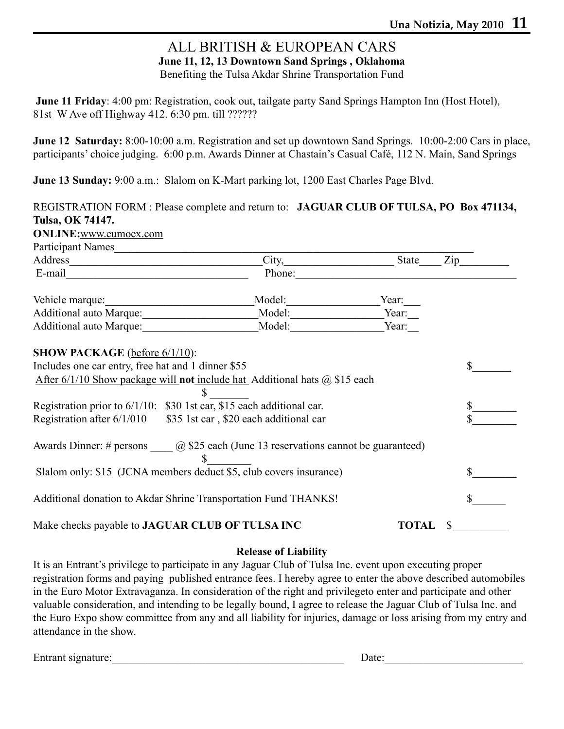# ALL BRITISH & EUROPEAN CARS

**June 11, 12, 13 Downtown Sand Springs , Oklahoma**

Benefiting the Tulsa Akdar Shrine Transportation Fund

**June 11 Friday**: 4:00 pm: Registration, cook out, tailgate party Sand Springs Hampton Inn (Host Hotel), 81st W Ave off Highway 412. 6:30 pm. till ??????

**June 12 Saturday:** 8:00-10:00 a.m. Registration and set up downtown Sand Springs. 10:00-2:00 Cars in place, participants' choice judging. 6:00 p.m. Awards Dinner at Chastain's Casual Café, 112 N. Main, Sand Springs

**June 13 Sunday:** 9:00 a.m.: Slalom on K-Mart parking lot, 1200 East Charles Page Blvd.

REGISTRATION FORM : Please complete and return to: **JAGUAR CLUB OF TULSA, PO Box 471134, Tulsa, OK 74147.**

**ONLINE:**www.eumoex.com

Participant Names_______________________________________________

Address_______________________ City,_______________ State____ Zip_________

E-mail_______________________ Phone:_______________________

Vehicle marquee:___________________ Model:_______________ Year:___

Additional auto Marque:_______________ Model:_______________ Year:__

Additional auto Marque:_______________ Model:_______________ Year:__

**SHOW PACKAGE** (before 6/1/10):

Includes one car entry, free hat and 1 dinner $55 $_______

After 6/1/10 Show package will **not** include hat Additional hats @ $15 each $ _______

Registration prior to 6/1/10: $30 1st car, $15 each additional car. $________

Registration after 6/1/010 $35 1st car , $20 each additional car $________

Awards Dinner: # persons ____ @ $25 each (June 13 reservations cannot be guaranteed) $________

Slalom only: $15 (JCNA members deduct $5, club covers insurance) $________

Additional donation to Akdar Shrine Transportation Fund THANKS! $______

Make checks payable to **JAGUAR CLUB OF TULSA INC** **TOTAL** $__________

**Release of Liability**

It is an Entrant's privilege to participate in any Jaguar Club of Tulsa Inc. event upon executing proper registration forms and paying published entrance fees. I hereby agree to enter the above described automobiles in the Euro Motor Extravaganza. In consideration of the right and privilegeto enter and participate and other valuable consideration, and intending to be legally bound, I agree to release the Jaguar Club of Tulsa Inc. and the Euro Expo show committee from any and all liability for injuries, damage or loss arising from my entry and attendance in the show.

Entrant signature:_________________________________ Date:____________________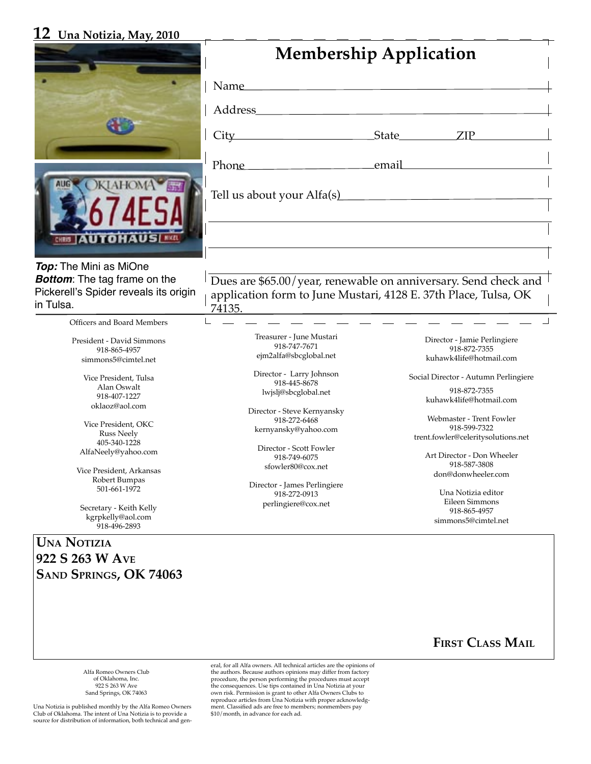Top: The Mini as MiOne
Bottom: The tag frame on the Pickerell's Spider reveals its origin in Tulsa.

## Membership Application

Name\_\_\_\_\_\_\_\_\_\_\_\_\_\_\_\_\_\_\_\_\_\_\_\_\_\_\_\_\_\_\_\_\_\_\_\_\_\_\_\_

Address\_\_\_\_\_\_\_\_\_\_\_\_\_\_\_\_\_\_\_\_\_\_\_\_\_\_\_\_\_\_\_\_\_\_\_\_\_\_

City\_\_\_\_\_\_\_\_\_\_\_\_\_\_\_\_\_\_ State\_\_\_\_\_\_\_\_ ZIP\_\_\_\_\_\_\_\_

Phone\_\_\_\_\_\_\_\_\_\_\_\_\_\_\_\_\_\_ email\_\_\_\_\_\_\_\_\_\_\_\_\_\_\_\_\_\_

Tell us about your Alfa(s)\_\_\_\_\_\_\_\_\_\_\_\_\_\_\_\_\_\_\_\_\_\_\_\_\_\_\_\_

Dues are $65.00/year, renewable on anniversary. Send check and application form to June Mustari, 4128 E. 37th Place, Tulsa, OK 74135.

### Officers and Board Members

President - David Simmons
918-865-4957
simmons5@cimtel.net

Vice President, Tulsa
Alan Oswalt
918-407-1227
oklaoz@aol.com

Vice President, OKC
Russ Neely
405-340-1228
AlfaNeely@yahoo.com

Vice President, Arkansas
Robert Bumpas
501-661-1972

Secretary - Keith Kelly
kgrpkelly@aol.com
918-496-2893

Treasurer - June Mustari
918-747-7671
ejm2alfa@sbcglobal.net

Director - Larry Johnson
918-445-8678
lwjslj@sbcglobal.net

Director - Steve Kernyansky
918-272-6468
kernyansky@yahoo.com

Director - Scott Fowler
918-749-6075
sfowler80@cox.net

Director - James Perlingiere
918-272-0913
perlingiere@cox.net

Director - Jamie Perlingiere
918-872-7355
kuhawk4life@hotmail.com

Social Director - Autumn Perlingiere
918-872-7355
kuhawk4life@hotmail.com

Webmaster - Trent Fowler
918-599-7322
trent.fowler@celeritysolutions.net

Art Director - Don Wheeler
918-587-3808
don@donwheeler.com

Una Notizia editor
Eileen Simmons
918-865-4957
simmons5@cimtel.net

**Una Notizia**
**922 S 263 W Ave**
**Sand Springs, OK 74063**

**First Class Mail**

Alfa Romeo Owners Club
of Oklahoma, Inc.
922 S 263 W Ave
Sand Springs, OK 74063

Una Notizia is published monthly by the Alfa Romeo Owners Club of Oklahoma. The intent of Una Notizia is to provide a source for distribution of information, both technical and general, for all Alfa owners. All technical articles are the opinions of the authors. Because authors opinions may differ from factory procedure, the person performing the procedures must accept the consequences. Use tips contained in Una Notizia at your own risk. Permission is grant to other Alfa Owners Clubs to reproduce articles from Una Notizia with proper acknowledgment. Classified ads are free to members; nonmembers pay $10/month, in advance for each ad.